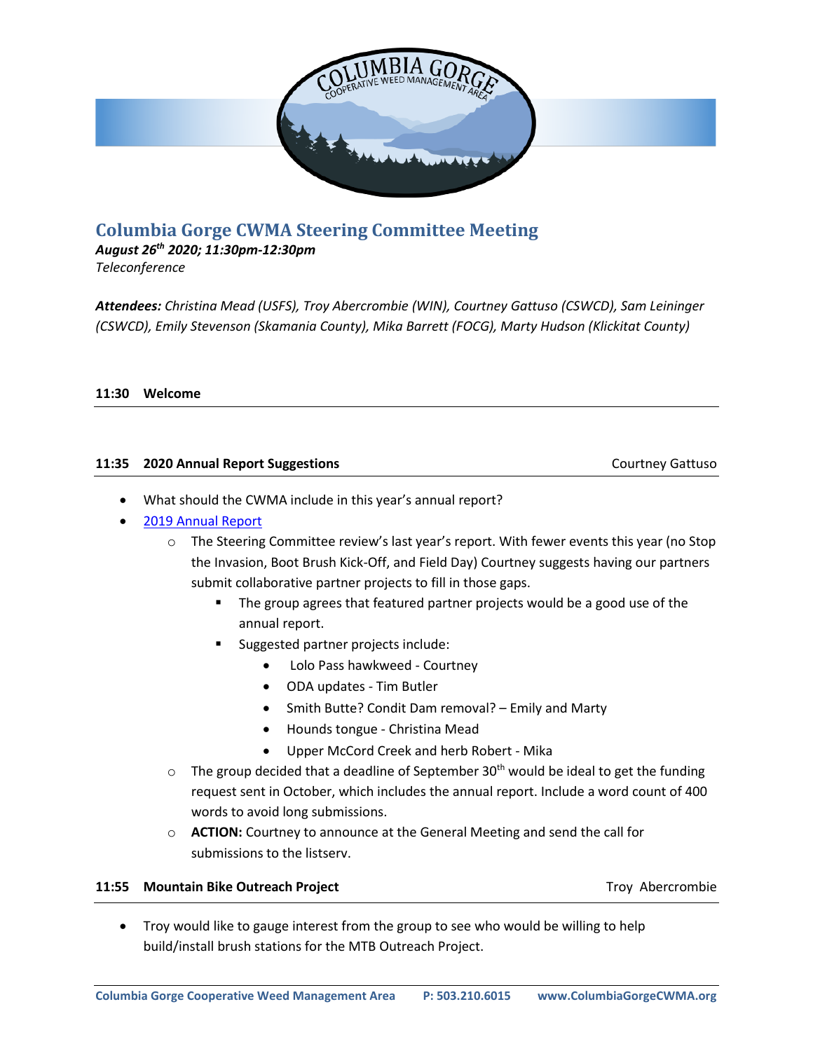# Columbia Gorge CWMA Steering Committee Meeting

***August 26th 2020; 11:30pm-12:30pm***

*Teleconference*

***Attendees:*** *Christina Mead (USFS), Troy Abercrombie (WIN), Courtney Gattuso (CSWCD), Sam Leininger (CSWCD), Emily Stevenson (Skamania County), Mika Barrett (FOCG), Marty Hudson (Klickitat County)*

**11:30 Welcome**

---

**11:35 2020 Annual Report Suggestions** — Courtney Gattuso

---

- What should the CWMA include in this year's annual report?
- 2019 Annual Report
  - The Steering Committee review's last year's report. With fewer events this year (no Stop the Invasion, Boot Brush Kick-Off, and Field Day) Courtney suggests having our partners submit collaborative partner projects to fill in those gaps.
    - The group agrees that featured partner projects would be a good use of the annual report.
    - Suggested partner projects include:
      - Lolo Pass hawkweed - Courtney
      - ODA updates - Tim Butler
      - Smith Butte? Condit Dam removal? – Emily and Marty
      - Hounds tongue - Christina Mead
      - Upper McCord Creek and herb Robert - Mika
  - The group decided that a deadline of September 30th would be ideal to get the funding request sent in October, which includes the annual report. Include a word count of 400 words to avoid long submissions.
  - **ACTION:** Courtney to announce at the General Meeting and send the call for submissions to the listserv.

**11:55 Mountain Bike Outreach Project** — Troy Abercrombie

---

- Troy would like to gauge interest from the group to see who would be willing to help build/install brush stations for the MTB Outreach Project.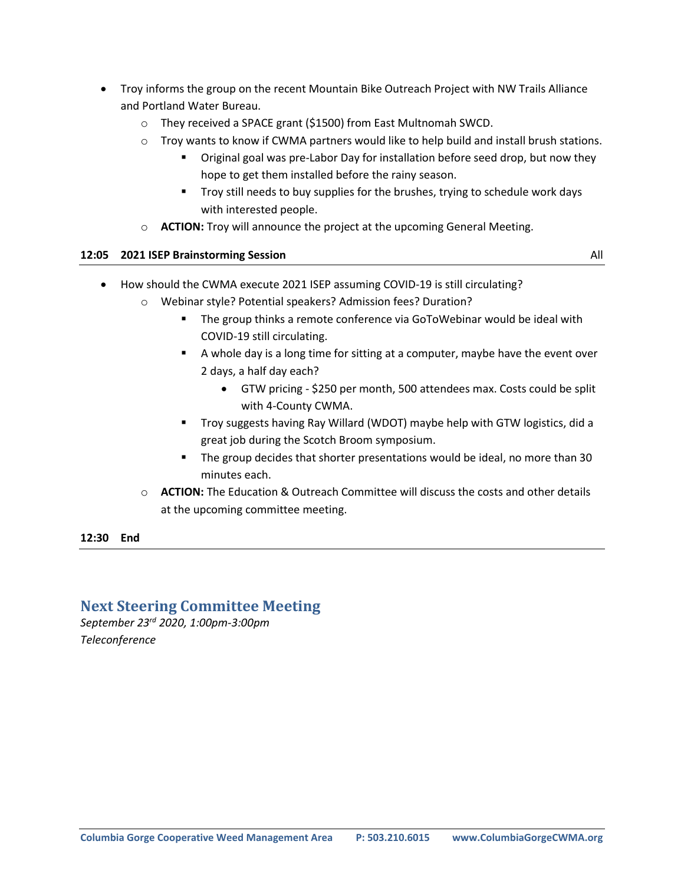- Troy informs the group on the recent Mountain Bike Outreach Project with NW Trails Alliance and Portland Water Bureau.
    - They received a SPACE grant ($1500) from East Multnomah SWCD.
    - Troy wants to know if CWMA partners would like to help build and install brush stations.
        - Original goal was pre-Labor Day for installation before seed drop, but now they hope to get them installed before the rainy season.
        - Troy still needs to buy supplies for the brushes, trying to schedule work days with interested people.
    - **ACTION:** Troy will announce the project at the upcoming General Meeting.

**12:05 2021 ISEP Brainstorming Session** All

- How should the CWMA execute 2021 ISEP assuming COVID-19 is still circulating?
    - Webinar style? Potential speakers? Admission fees? Duration?
        - The group thinks a remote conference via GoToWebinar would be ideal with COVID-19 still circulating.
        - A whole day is a long time for sitting at a computer, maybe have the event over 2 days, a half day each?
            - GTW pricing - $250 per month, 500 attendees max. Costs could be split with 4-County CWMA.
        - Troy suggests having Ray Willard (WDOT) maybe help with GTW logistics, did a great job during the Scotch Broom symposium.
        - The group decides that shorter presentations would be ideal, no more than 30 minutes each.
    - **ACTION:** The Education & Outreach Committee will discuss the costs and other details at the upcoming committee meeting.

**12:30 End**

## Next Steering Committee Meeting

*September 23rd 2020, 1:00pm-3:00pm*
*Teleconference*